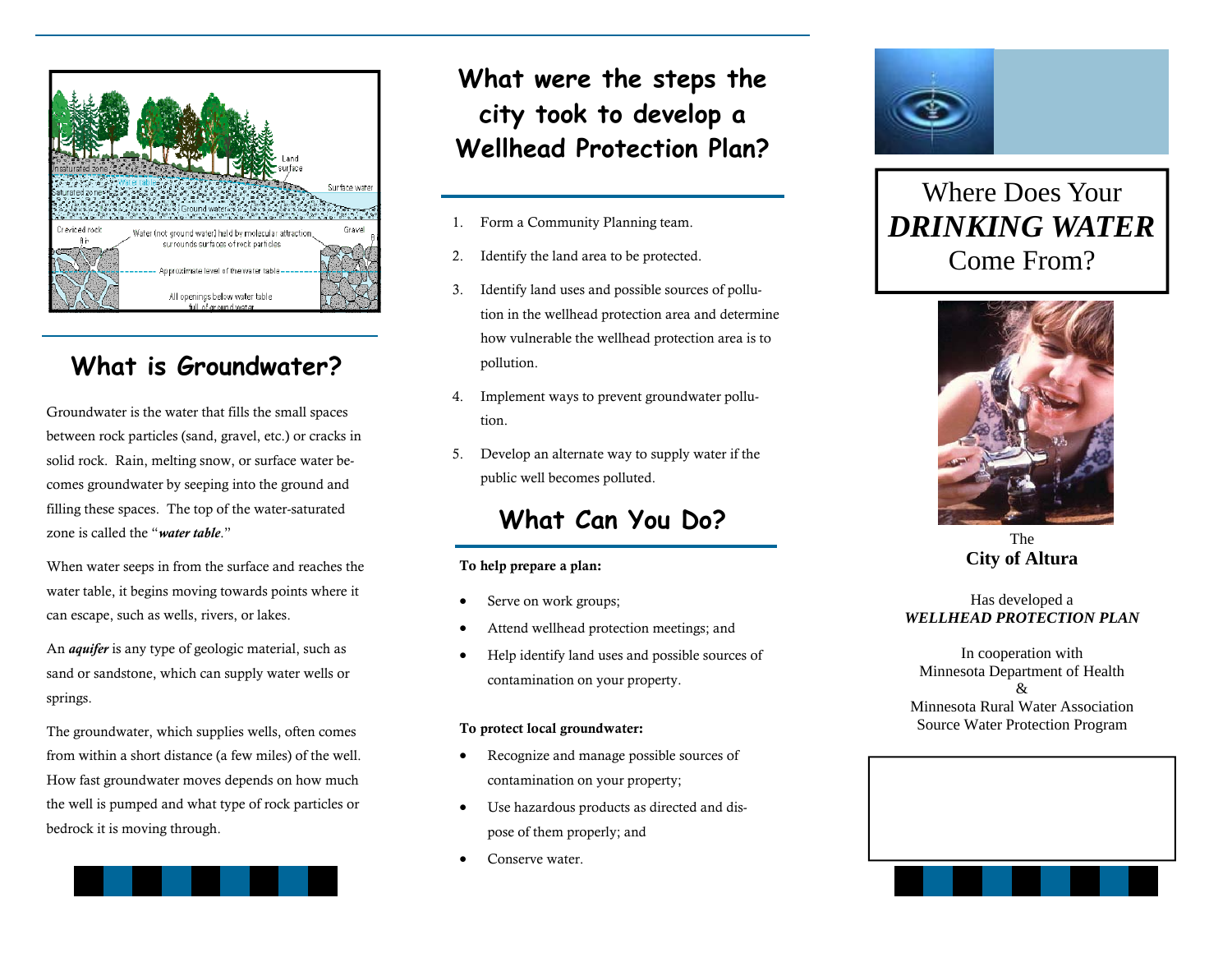## What is Groundwater?

Groundwater is the water that fills the small spaces between rock particles (sand, gravel, etc.) or cracks in solid rock. Rain, melting snow, or surface water becomes groundwater by seeping into the ground and filling these spaces. The top of the water-saturated zone is called the "***water table***."

When water seeps in from the surface and reaches the water table, it begins moving towards points where it can escape, such as wells, rivers, or lakes.

An ***aquifer*** is any type of geologic material, such as sand or sandstone, which can supply water wells or springs.

The groundwater, which supplies wells, often comes from within a short distance (a few miles) of the well. How fast groundwater moves depends on how much the well is pumped and what type of rock particles or bedrock it is moving through.

## What were the steps the city took to develop a Wellhead Protection Plan?

1. Form a Community Planning team.
2. Identify the land area to be protected.
3. Identify land uses and possible sources of pollution in the wellhead protection area and determine how vulnerable the wellhead protection area is to pollution.
4. Implement ways to prevent groundwater pollution.
5. Develop an alternate way to supply water if the public well becomes polluted.

## What Can You Do?

**To help prepare a plan:**

- Serve on work groups;
- Attend wellhead protection meetings; and
- Help identify land uses and possible sources of contamination on your property.

**To protect local groundwater:**

- Recognize and manage possible sources of contamination on your property;
- Use hazardous products as directed and dispose of them properly; and
- Conserve water.

# Where Does Your ***DRINKING WATER*** Come From?

The
**City of Altura**

Has developed a
***WELLHEAD PROTECTION PLAN***

In cooperation with
Minnesota Department of Health
&
Minnesota Rural Water Association
Source Water Protection Program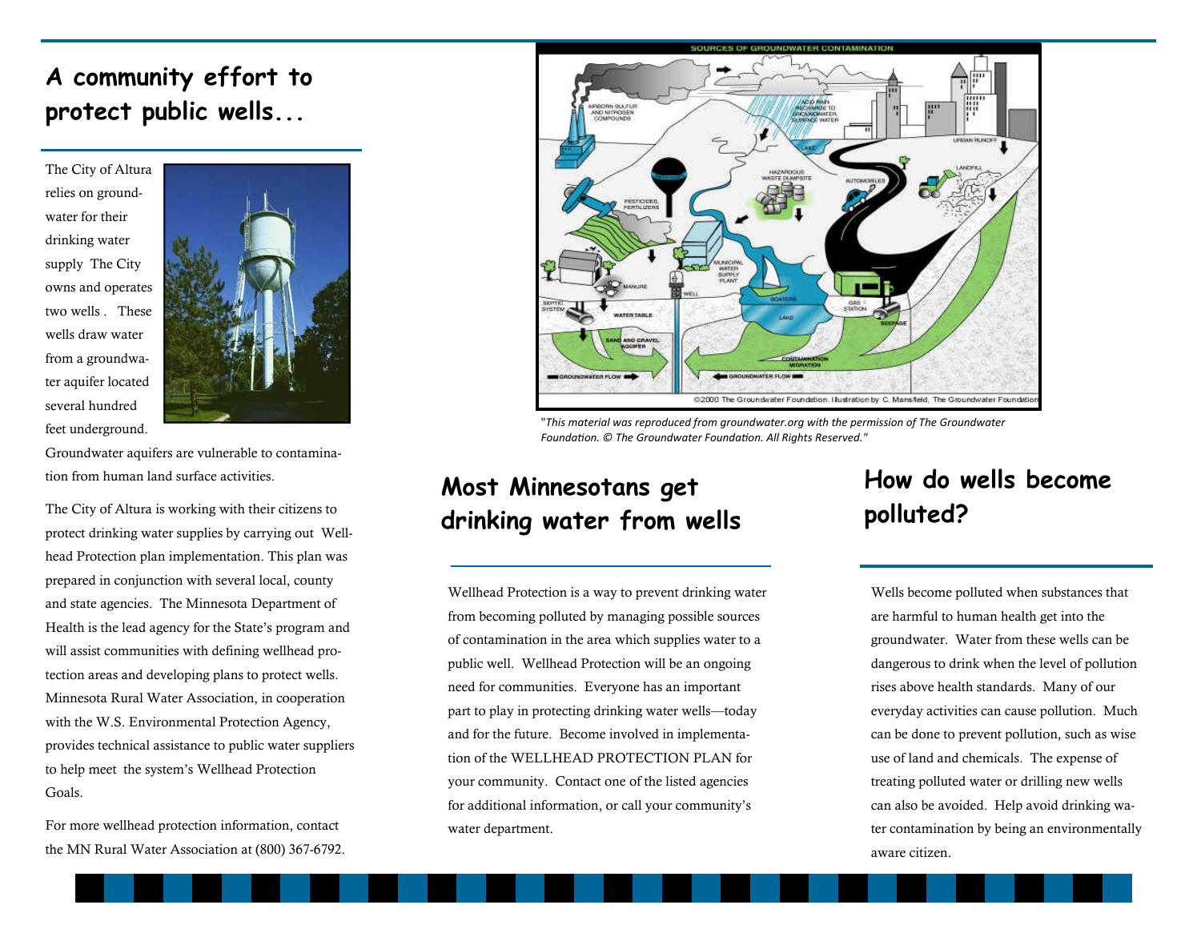## A community effort to protect public wells...

The City of Altura relies on groundwater for their drinking water supply The City owns and operates two wells . These wells draw water from a groundwater aquifer located several hundred feet underground. Groundwater aquifers are vulnerable to contamination from human land surface activities.

The City of Altura is working with their citizens to protect drinking water supplies by carrying out Wellhead Protection plan implementation. This plan was prepared in conjunction with several local, county and state agencies. The Minnesota Department of Health is the lead agency for the State's program and will assist communities with defining wellhead protection areas and developing plans to protect wells. Minnesota Rural Water Association, in cooperation with the W.S. Environmental Protection Agency, provides technical assistance to public water suppliers to help meet the system's Wellhead Protection Goals.

For more wellhead protection information, contact the MN Rural Water Association at (800) 367-6792.

SOURCES OF GROUNDWATER CONTAMINATION

AIRBORN SULFUR AND NITROGEN COMPOUNDS

ACID RAIN RECHARGE TO GROUNDWATER, SURFACE WATER

LAKE

URBAN RUNOFF

PESTICIDES, FERTILIZERS

HAZARDOUS WASTE DUMPSITE

AUTOMOBILES

LANDFILL

MUNICIPAL WATER SUPPLY PLANT

MANURE

WELL

SEPTIC SYSTEM

WATER TABLE

BOATERS

GAS STATION

LAKE

SEEPAGE

SAND AND GRAVEL AQUIFER

CONTAMINATION MIGRATION

GROUNDWATER FLOW

GROUNDWATER FLOW

©2000 The Groundwater Foundation. Illustration by C. Mansfield, The Groundwater Foundation

*"This material was reproduced from groundwater.org with the permission of The Groundwater Foundation. © The Groundwater Foundation. All Rights Reserved."*

## Most Minnesotans get drinking water from wells

Wellhead Protection is a way to prevent drinking water from becoming polluted by managing possible sources of contamination in the area which supplies water to a public well. Wellhead Protection will be an ongoing need for communities. Everyone has an important part to play in protecting drinking water wells—today and for the future. Become involved in implementation of the WELLHEAD PROTECTION PLAN for your community. Contact one of the listed agencies for additional information, or call your community's water department.

## How do wells become polluted?

Wells become polluted when substances that are harmful to human health get into the groundwater. Water from these wells can be dangerous to drink when the level of pollution rises above health standards. Many of our everyday activities can cause pollution. Much can be done to prevent pollution, such as wise use of land and chemicals. The expense of treating polluted water or drilling new wells can also be avoided. Help avoid drinking water contamination by being an environmentally aware citizen.